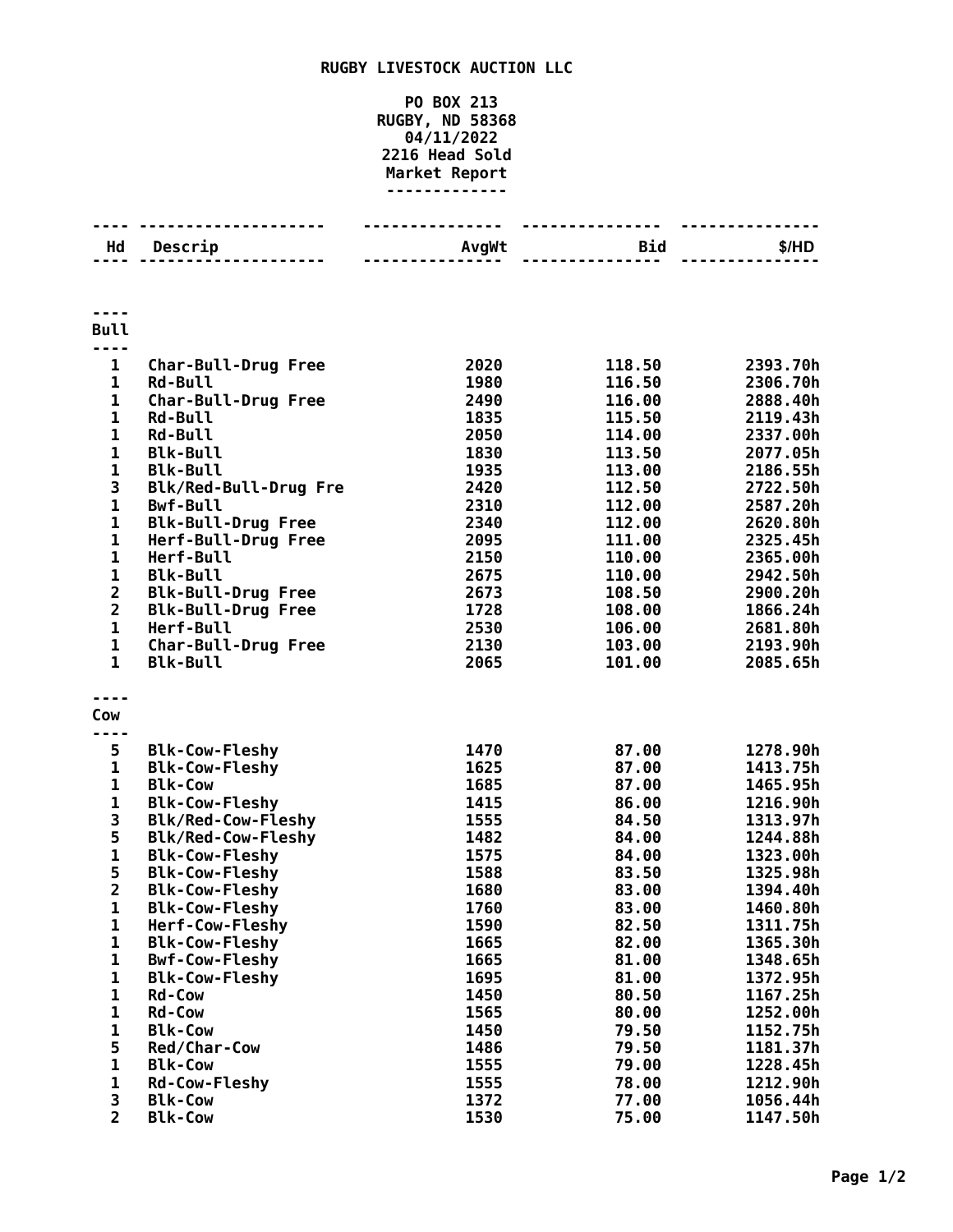# RUGBY LIVESTOCK AUCTION LLC

PO BOX 213
RUGBY, ND 58368
04/11/2022
2216 Head Sold
Market Report

| Hd | Descrip | AvgWt | Bid | $/HD |
|---|---|---|---|---|
| **Bull** | | | | |
| 1 | Char-Bull-Drug Free | 2020 | 118.50 | 2393.70h |
| 1 | Rd-Bull | 1980 | 116.50 | 2306.70h |
| 1 | Char-Bull-Drug Free | 2490 | 116.00 | 2888.40h |
| 1 | Rd-Bull | 1835 | 115.50 | 2119.43h |
| 1 | Rd-Bull | 2050 | 114.00 | 2337.00h |
| 1 | Blk-Bull | 1830 | 113.50 | 2077.05h |
| 1 | Blk-Bull | 1935 | 113.00 | 2186.55h |
| 3 | Blk/Red-Bull-Drug Fre | 2420 | 112.50 | 2722.50h |
| 1 | Bwf-Bull | 2310 | 112.00 | 2587.20h |
| 1 | Blk-Bull-Drug Free | 2340 | 112.00 | 2620.80h |
| 1 | Herf-Bull-Drug Free | 2095 | 111.00 | 2325.45h |
| 1 | Herf-Bull | 2150 | 110.00 | 2365.00h |
| 1 | Blk-Bull | 2675 | 110.00 | 2942.50h |
| 2 | Blk-Bull-Drug Free | 2673 | 108.50 | 2900.20h |
| 2 | Blk-Bull-Drug Free | 1728 | 108.00 | 1866.24h |
| 1 | Herf-Bull | 2530 | 106.00 | 2681.80h |
| 1 | Char-Bull-Drug Free | 2130 | 103.00 | 2193.90h |
| 1 | Blk-Bull | 2065 | 101.00 | 2085.65h |
| **Cow** | | | | |
| 5 | Blk-Cow-Fleshy | 1470 | 87.00 | 1278.90h |
| 1 | Blk-Cow-Fleshy | 1625 | 87.00 | 1413.75h |
| 1 | Blk-Cow | 1685 | 87.00 | 1465.95h |
| 1 | Blk-Cow-Fleshy | 1415 | 86.00 | 1216.90h |
| 3 | Blk/Red-Cow-Fleshy | 1555 | 84.50 | 1313.97h |
| 5 | Blk/Red-Cow-Fleshy | 1482 | 84.00 | 1244.88h |
| 1 | Blk-Cow-Fleshy | 1575 | 84.00 | 1323.00h |
| 5 | Blk-Cow-Fleshy | 1588 | 83.50 | 1325.98h |
| 2 | Blk-Cow-Fleshy | 1680 | 83.00 | 1394.40h |
| 1 | Blk-Cow-Fleshy | 1760 | 83.00 | 1460.80h |
| 1 | Herf-Cow-Fleshy | 1590 | 82.50 | 1311.75h |
| 1 | Blk-Cow-Fleshy | 1665 | 82.00 | 1365.30h |
| 1 | Bwf-Cow-Fleshy | 1665 | 81.00 | 1348.65h |
| 1 | Blk-Cow-Fleshy | 1695 | 81.00 | 1372.95h |
| 1 | Rd-Cow | 1450 | 80.50 | 1167.25h |
| 1 | Rd-Cow | 1565 | 80.00 | 1252.00h |
| 1 | Blk-Cow | 1450 | 79.50 | 1152.75h |
| 5 | Red/Char-Cow | 1486 | 79.50 | 1181.37h |
| 1 | Blk-Cow | 1555 | 79.00 | 1228.45h |
| 1 | Rd-Cow-Fleshy | 1555 | 78.00 | 1212.90h |
| 3 | Blk-Cow | 1372 | 77.00 | 1056.44h |
| 2 | Blk-Cow | 1530 | 75.00 | 1147.50h |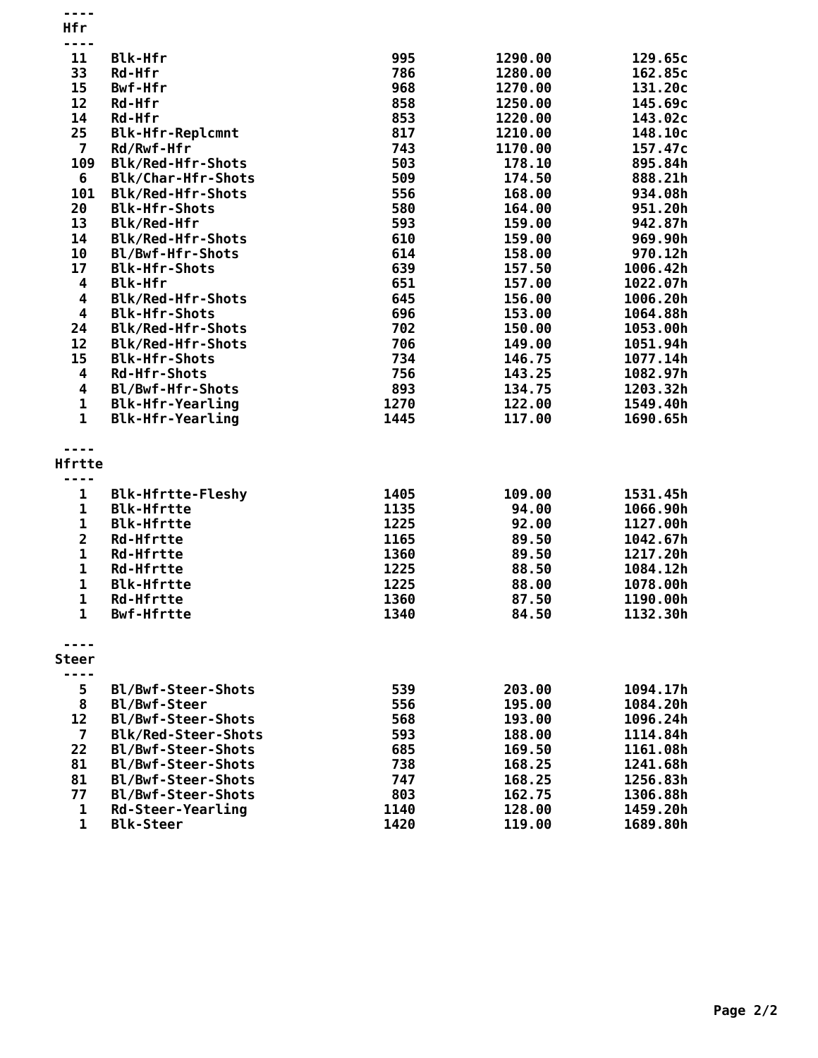## Hfr

| | | | | |
|---|---|---|---|---|
| 11 | Blk-Hfr | 995 | 1290.00 | 129.65c |
| 33 | Rd-Hfr | 786 | 1280.00 | 162.85c |
| 15 | Bwf-Hfr | 968 | 1270.00 | 131.20c |
| 12 | Rd-Hfr | 858 | 1250.00 | 145.69c |
| 14 | Rd-Hfr | 853 | 1220.00 | 143.02c |
| 25 | Blk-Hfr-Replcmnt | 817 | 1210.00 | 148.10c |
| 7 | Rd/Rwf-Hfr | 743 | 1170.00 | 157.47c |
| 109 | Blk/Red-Hfr-Shots | 503 | 178.10 | 895.84h |
| 6 | Blk/Char-Hfr-Shots | 509 | 174.50 | 888.21h |
| 101 | Blk/Red-Hfr-Shots | 556 | 168.00 | 934.08h |
| 20 | Blk-Hfr-Shots | 580 | 164.00 | 951.20h |
| 13 | Blk/Red-Hfr | 593 | 159.00 | 942.87h |
| 14 | Blk/Red-Hfr-Shots | 610 | 159.00 | 969.90h |
| 10 | Bl/Bwf-Hfr-Shots | 614 | 158.00 | 970.12h |
| 17 | Blk-Hfr-Shots | 639 | 157.50 | 1006.42h |
| 4 | Blk-Hfr | 651 | 157.00 | 1022.07h |
| 4 | Blk/Red-Hfr-Shots | 645 | 156.00 | 1006.20h |
| 4 | Blk-Hfr-Shots | 696 | 153.00 | 1064.88h |
| 24 | Blk/Red-Hfr-Shots | 702 | 150.00 | 1053.00h |
| 12 | Blk/Red-Hfr-Shots | 706 | 149.00 | 1051.94h |
| 15 | Blk-Hfr-Shots | 734 | 146.75 | 1077.14h |
| 4 | Rd-Hfr-Shots | 756 | 143.25 | 1082.97h |
| 4 | Bl/Bwf-Hfr-Shots | 893 | 134.75 | 1203.32h |
| 1 | Blk-Hfr-Yearling | 1270 | 122.00 | 1549.40h |
| 1 | Blk-Hfr-Yearling | 1445 | 117.00 | 1690.65h |

## Hfrtte

| | | | | |
|---|---|---|---|---|
| 1 | Blk-Hfrtte-Fleshy | 1405 | 109.00 | 1531.45h |
| 1 | Blk-Hfrtte | 1135 | 94.00 | 1066.90h |
| 1 | Blk-Hfrtte | 1225 | 92.00 | 1127.00h |
| 2 | Rd-Hfrtte | 1165 | 89.50 | 1042.67h |
| 1 | Rd-Hfrtte | 1360 | 89.50 | 1217.20h |
| 1 | Rd-Hfrtte | 1225 | 88.50 | 1084.12h |
| 1 | Blk-Hfrtte | 1225 | 88.00 | 1078.00h |
| 1 | Rd-Hfrtte | 1360 | 87.50 | 1190.00h |
| 1 | Bwf-Hfrtte | 1340 | 84.50 | 1132.30h |

## Steer

| | | | | |
|---|---|---|---|---|
| 5 | Bl/Bwf-Steer-Shots | 539 | 203.00 | 1094.17h |
| 8 | Bl/Bwf-Steer | 556 | 195.00 | 1084.20h |
| 12 | Bl/Bwf-Steer-Shots | 568 | 193.00 | 1096.24h |
| 7 | Blk/Red-Steer-Shots | 593 | 188.00 | 1114.84h |
| 22 | Bl/Bwf-Steer-Shots | 685 | 169.50 | 1161.08h |
| 81 | Bl/Bwf-Steer-Shots | 738 | 168.25 | 1241.68h |
| 81 | Bl/Bwf-Steer-Shots | 747 | 168.25 | 1256.83h |
| 77 | Bl/Bwf-Steer-Shots | 803 | 162.75 | 1306.88h |
| 1 | Rd-Steer-Yearling | 1140 | 128.00 | 1459.20h |
| 1 | Blk-Steer | 1420 | 119.00 | 1689.80h |